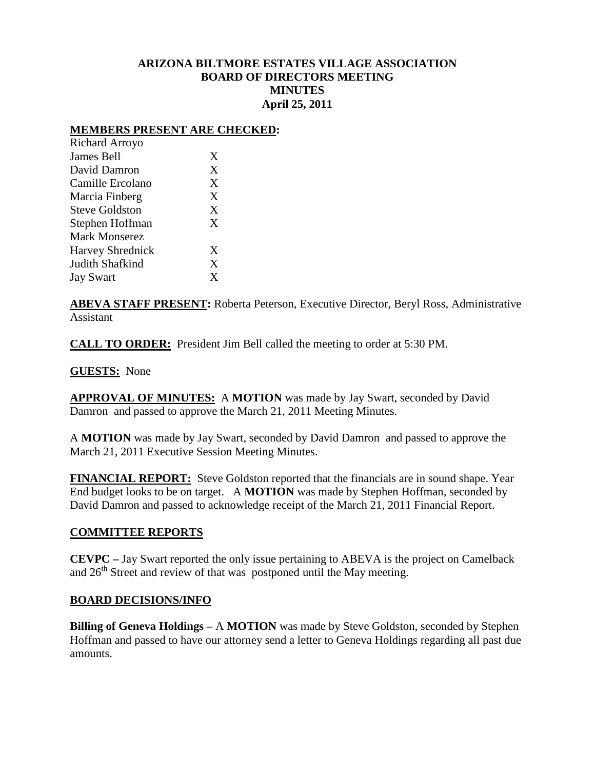# ARIZONA BILTMORE ESTATES VILLAGE ASSOCIATION
## BOARD OF DIRECTORS MEETING
## MINUTES
## April 25, 2011

**MEMBERS PRESENT ARE CHECKED:**

| | |
|---|---|
| Richard Arroyo | |
| James Bell | X |
| David Damron | X |
| Camille Ercolano | X |
| Marcia Finberg | X |
| Steve Goldston | X |
| Stephen Hoffman | X |
| Mark Monserez | |
| Harvey Shrednick | X |
| Judith Shafkind | X |
| Jay Swart | X |

**ABEVA STAFF PRESENT:** Roberta Peterson, Executive Director, Beryl Ross, Administrative Assistant

**CALL TO ORDER:** President Jim Bell called the meeting to order at 5:30 PM.

**GUESTS:** None

**APPROVAL OF MINUTES:** A **MOTION** was made by Jay Swart, seconded by David Damron and passed to approve the March 21, 2011 Meeting Minutes.

A **MOTION** was made by Jay Swart, seconded by David Damron and passed to approve the March 21, 2011 Executive Session Meeting Minutes.

**FINANCIAL REPORT:** Steve Goldston reported that the financials are in sound shape. Year End budget looks to be on target. A **MOTION** was made by Stephen Hoffman, seconded by David Damron and passed to acknowledge receipt of the March 21, 2011 Financial Report.

## COMMITTEE REPORTS

**CEVPC –** Jay Swart reported the only issue pertaining to ABEVA is the project on Camelback and 26th Street and review of that was postponed until the May meeting.

## BOARD DECISIONS/INFO

**Billing of Geneva Holdings –** A **MOTION** was made by Steve Goldston, seconded by Stephen Hoffman and passed to have our attorney send a letter to Geneva Holdings regarding all past due amounts.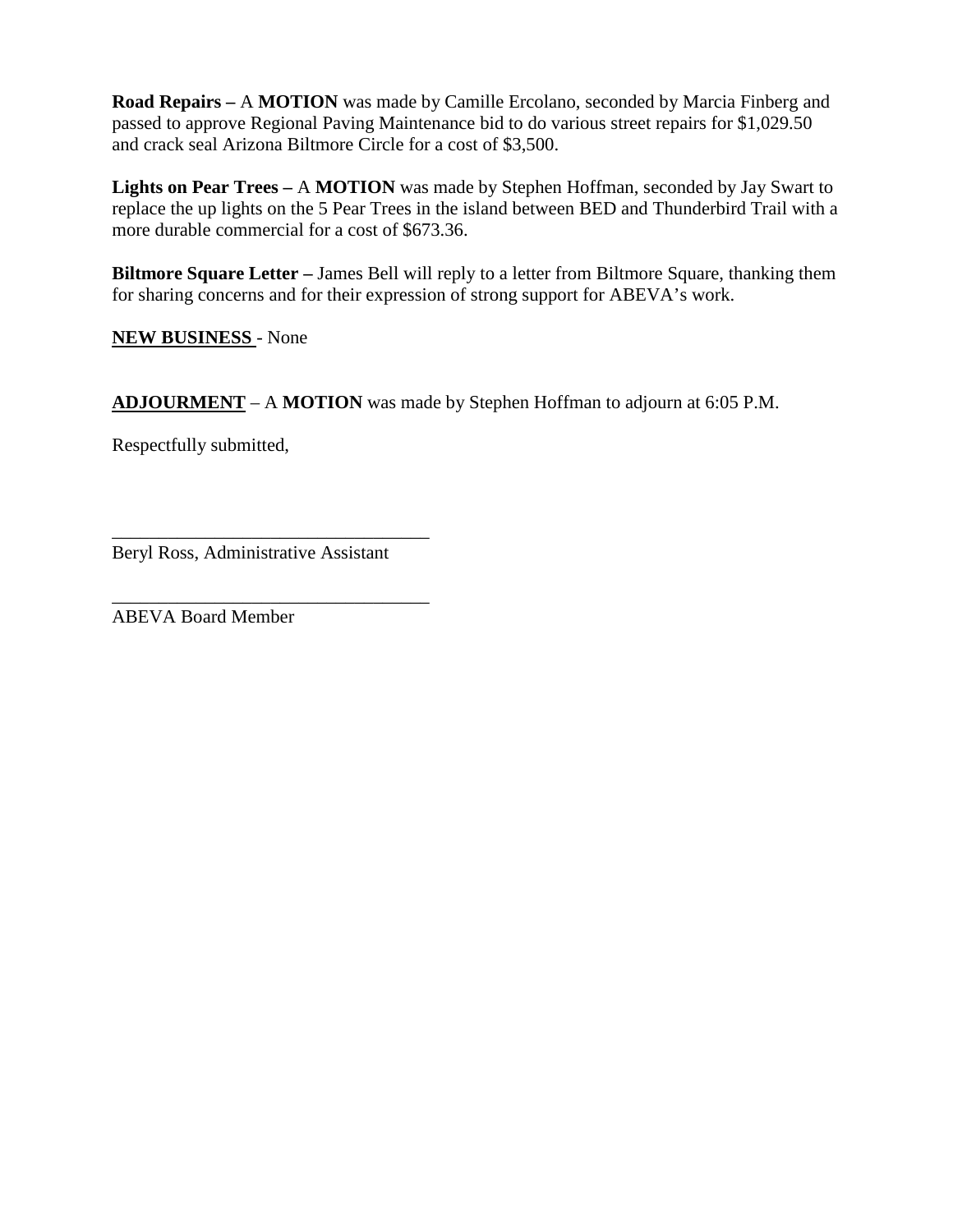**Road Repairs –** A **MOTION** was made by Camille Ercolano, seconded by Marcia Finberg and passed to approve Regional Paving Maintenance bid to do various street repairs for $1,029.50 and crack seal Arizona Biltmore Circle for a cost of $3,500.

**Lights on Pear Trees –** A **MOTION** was made by Stephen Hoffman, seconded by Jay Swart to replace the up lights on the 5 Pear Trees in the island between BED and Thunderbird Trail with a more durable commercial for a cost of $673.36.

**Biltmore Square Letter –** James Bell will reply to a letter from Biltmore Square, thanking them for sharing concerns and for their expression of strong support for ABEVA's work.

**<u>NEW BUSINESS</u>** - None

**<u>ADJOURMENT</u>** – A **MOTION** was made by Stephen Hoffman to adjourn at 6:05 P.M.

Respectfully submitted,

___________________________________
Beryl Ross, Administrative Assistant

___________________________________
ABEVA Board Member